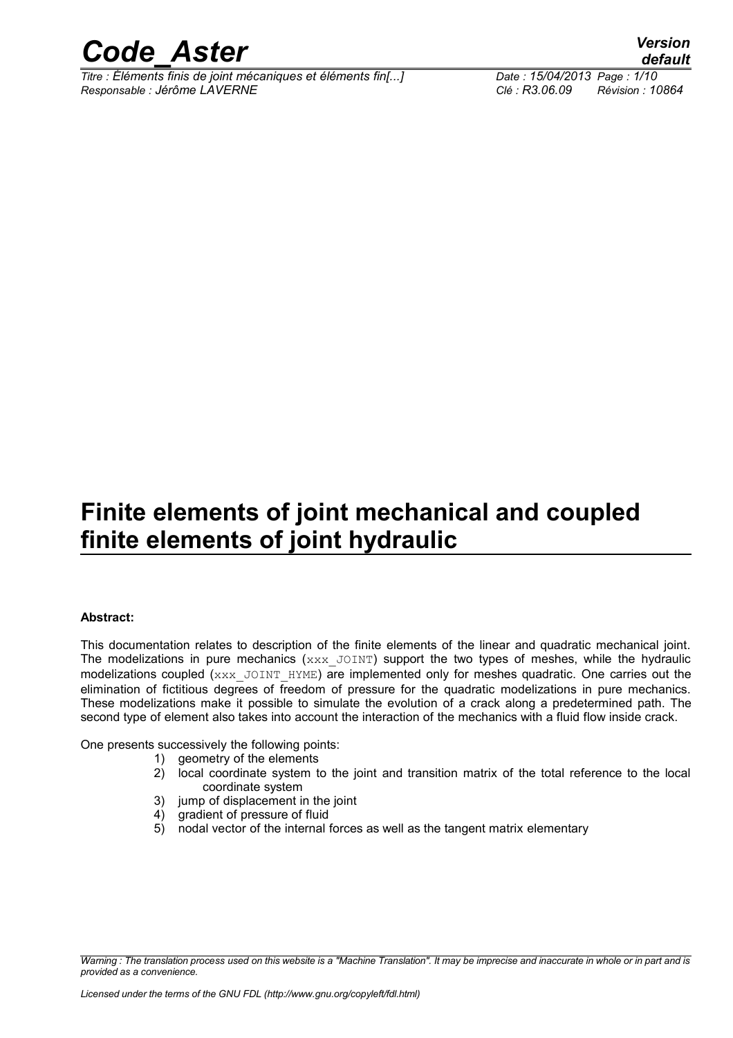# Finite elements of joint mechanical and coupled finite elements of joint hydraulic

**Abstract:**

This documentation relates to description of the finite elements of the linear and quadratic mechanical joint. The modelizations in pure mechanics (xxx_JOINT) support the two types of meshes, while the hydraulic modelizations coupled (xxx_JOINT_HYME) are implemented only for meshes quadratic. One carries out the elimination of fictitious degrees of freedom of pressure for the quadratic modelizations in pure mechanics. These modelizations make it possible to simulate the evolution of a crack along a predetermined path. The second type of element also takes into account the interaction of the mechanics with a fluid flow inside crack.

One presents successively the following points:

1) geometry of the elements
2) local coordinate system to the joint and transition matrix of the total reference to the local coordinate system
3) jump of displacement in the joint
4) gradient of pressure of fluid
5) nodal vector of the internal forces as well as the tangent matrix elementary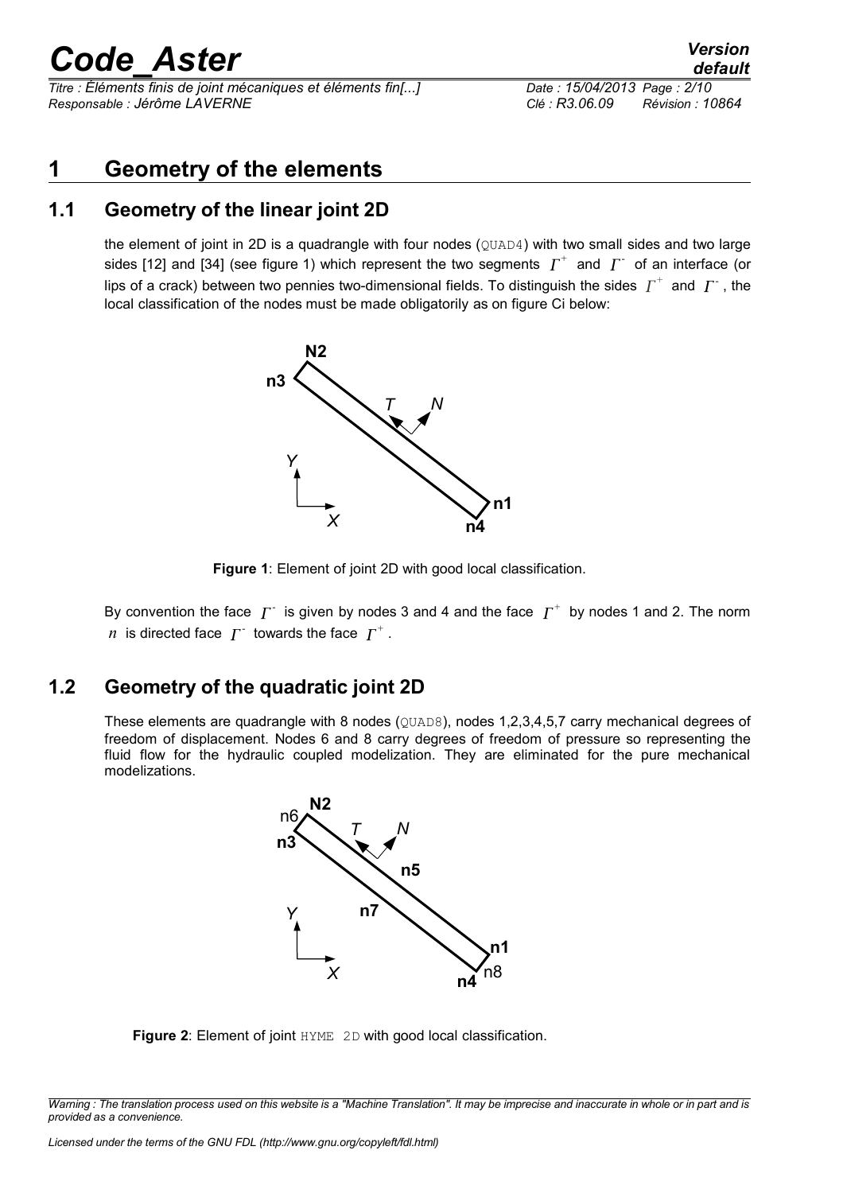# 1 Geometry of the elements

## 1.1 Geometry of the linear joint 2D

the element of joint in 2D is a quadrangle with four nodes (QUAD4) with two small sides and two large sides [12] and [34] (see figure 1) which represent the two segments $\Gamma^+$ and $\Gamma^-$ of an interface (or lips of a crack) between two pennies two-dimensional fields. To distinguish the sides $\Gamma^+$ and $\Gamma^-$, the local classification of the nodes must be made obligatorily as on figure Ci below:

**Figure 1**: Element of joint 2D with good local classification.

By convention the face $\Gamma^-$ is given by nodes 3 and 4 and the face $\Gamma^+$ by nodes 1 and 2. The norm $n$ is directed face $\Gamma^-$ towards the face $\Gamma^+$.

## 1.2 Geometry of the quadratic joint 2D

These elements are quadrangle with 8 nodes (QUAD8), nodes 1,2,3,4,5,7 carry mechanical degrees of freedom of displacement. Nodes 6 and 8 carry degrees of freedom of pressure so representing the fluid flow for the hydraulic coupled modelization. They are eliminated for the pure mechanical modelizations.

**Figure 2**: Element of joint HYME 2D with good local classification.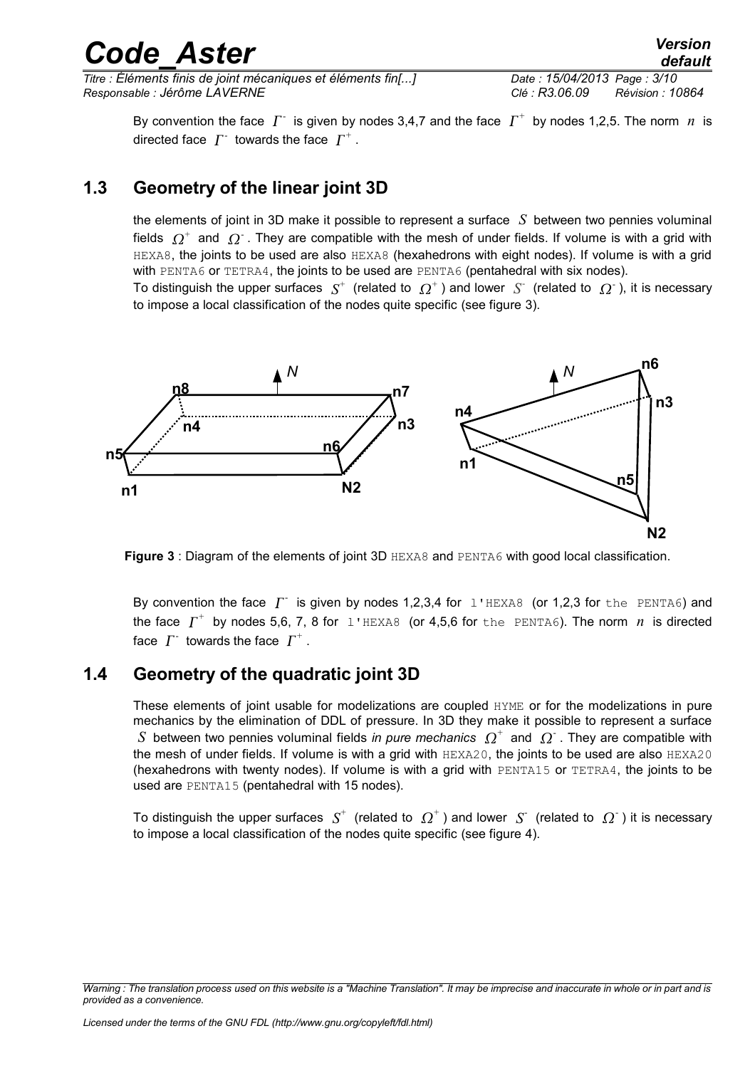By convention the face $\Gamma^-$ is given by nodes 3,4,7 and the face $\Gamma^+$ by nodes 1,2,5. The norm $n$ is directed face $\Gamma^-$ towards the face $\Gamma^+$.

## 1.3 Geometry of the linear joint 3D

the elements of joint in 3D make it possible to represent a surface $S$ between two pennies voluminal fields $\Omega^+$ and $\Omega^-$. They are compatible with the mesh of under fields. If volume is with a grid with HEXA8, the joints to be used are also HEXA8 (hexahedrons with eight nodes). If volume is with a grid with PENTA6 or TETRA4, the joints to be used are PENTA6 (pentahedral with six nodes).

To distinguish the upper surfaces $S^+$ (related to $\Omega^+$) and lower $S^-$ (related to $\Omega^-$), it is necessary to impose a local classification of the nodes quite specific (see figure 3).

**Figure 3** : Diagram of the elements of joint 3D HEXA8 and PENTA6 with good local classification.

By convention the face $\Gamma^-$ is given by nodes 1,2,3,4 for l'HEXA8 (or 1,2,3 for the PENTA6) and the face $\Gamma^+$ by nodes 5,6, 7, 8 for l'HEXA8 (or 4,5,6 for the PENTA6). The norm $n$ is directed face $\Gamma^-$ towards the face $\Gamma^+$.

## 1.4 Geometry of the quadratic joint 3D

These elements of joint usable for modelizations are coupled HYME or for the modelizations in pure mechanics by the elimination of DDL of pressure. In 3D they make it possible to represent a surface $S$ between two pennies voluminal fields *in pure mechanics* $\Omega^+$ and $\Omega^-$. They are compatible with the mesh of under fields. If volume is with a grid with HEXA20, the joints to be used are also HEXA20 (hexahedrons with twenty nodes). If volume is with a grid with PENTA15 or TETRA4, the joints to be used are PENTA15 (pentahedral with 15 nodes).

To distinguish the upper surfaces $S^+$ (related to $\Omega^+$) and lower $S^-$ (related to $\Omega^-$) it is necessary to impose a local classification of the nodes quite specific (see figure 4).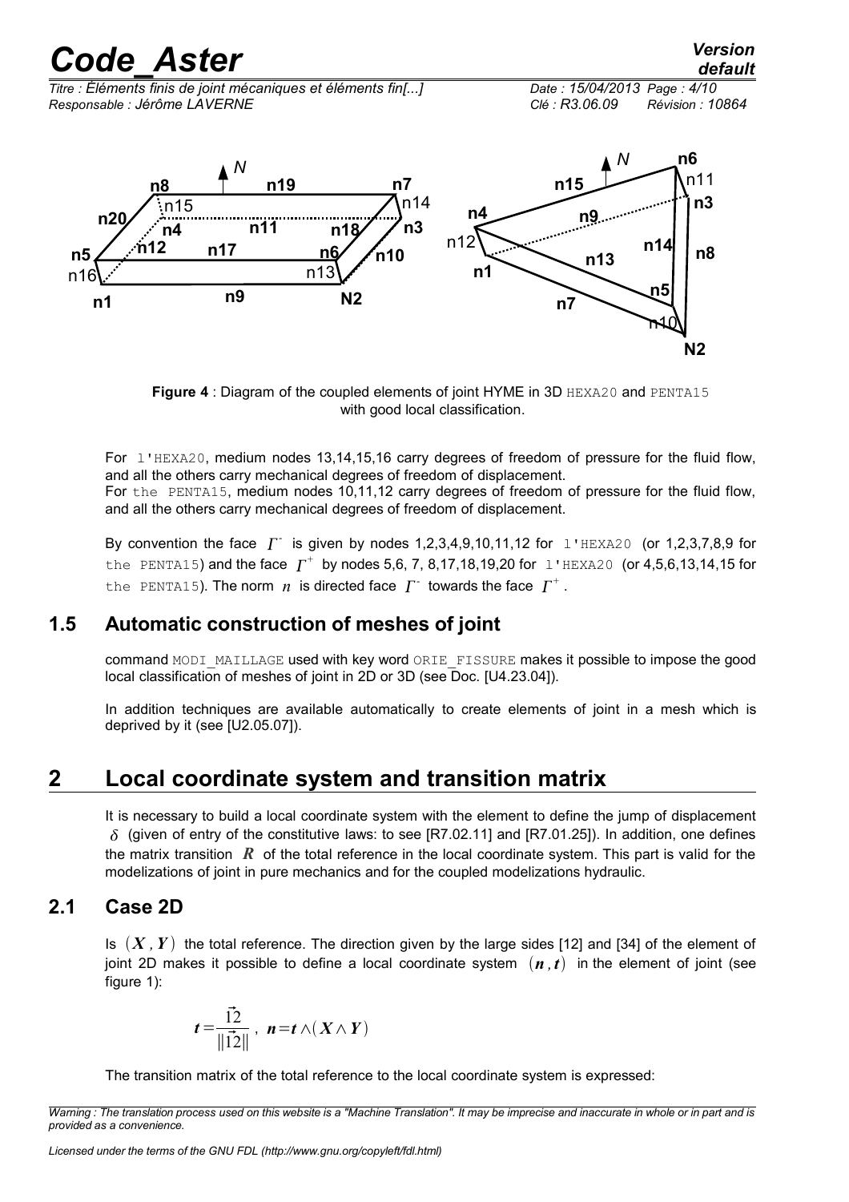**Figure 4** : Diagram of the coupled elements of joint HYME in 3D HEXA20 and PENTA15 with good local classification.

For l'HEXA20, medium nodes 13,14,15,16 carry degrees of freedom of pressure for the fluid flow, and all the others carry mechanical degrees of freedom of displacement.
For the PENTA15, medium nodes 10,11,12 carry degrees of freedom of pressure for the fluid flow, and all the others carry mechanical degrees of freedom of displacement.

By convention the face $\Gamma^{-}$ is given by nodes 1,2,3,4,9,10,11,12 for l'HEXA20 (or 1,2,3,7,8,9 for the PENTA15) and the face $\Gamma^{+}$ by nodes 5,6, 7, 8,17,18,19,20 for l'HEXA20 (or 4,5,6,13,14,15 for the PENTA15). The norm $n$ is directed face $\Gamma^{-}$ towards the face $\Gamma^{+}$.

### 1.5 Automatic construction of meshes of joint

command MODI_MAILLAGE used with key word ORIE_FISSURE makes it possible to impose the good local classification of meshes of joint in 2D or 3D (see Doc. [U4.23.04]).

In addition techniques are available automatically to create elements of joint in a mesh which is deprived by it (see [U2.05.07]).

## 2 Local coordinate system and transition matrix

It is necessary to build a local coordinate system with the element to define the jump of displacement $\delta$ (given of entry of the constitutive laws: to see [R7.02.11] and [R7.01.25]). In addition, one defines the matrix transition $\boldsymbol{R}$ of the total reference in the local coordinate system. This part is valid for the modelizations of joint in pure mechanics and for the coupled modelizations hydraulic.

### 2.1 Case 2D

Is $(\boldsymbol{X}, \boldsymbol{Y})$ the total reference. The direction given by the large sides [12] and [34] of the element of joint 2D makes it possible to define a local coordinate system $(\boldsymbol{n}, \boldsymbol{t})$ in the element of joint (see figure 1):

$$\boldsymbol{t}=\frac{\vec{12}}{\|\vec{12}\|}, \quad \boldsymbol{n}=\boldsymbol{t}\wedge(\boldsymbol{X}\wedge\boldsymbol{Y})$$

The transition matrix of the total reference to the local coordinate system is expressed: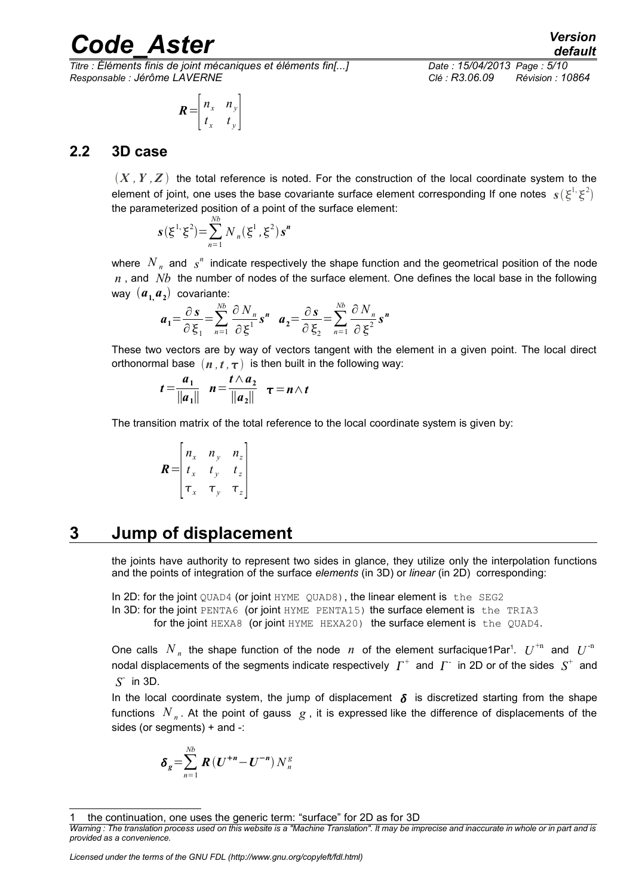$$\boldsymbol{R}=\begin{bmatrix} n_x & n_y \\ t_x & t_y \end{bmatrix}$$

## 2.2 3D case

$(X, Y, Z)$ the total reference is noted. For the construction of the local coordinate system to the element of joint, one uses the base covariante surface element corresponding If one notes $\boldsymbol{s}(\xi^{1,}\xi^{2})$ the parameterized position of a point of the surface element:

$$\boldsymbol{s}(\xi^{1,}\xi^{2})=\sum_{n=1}^{Nb} N_n(\xi^1, \xi^2)\boldsymbol{s}^{\boldsymbol{n}}$$

where $N_n$ and $s^n$ indicate respectively the shape function and the geometrical position of the node $n$, and $Nb$ the number of nodes of the surface element. One defines the local base in the following way $(\boldsymbol{a}_{\boldsymbol{1}}, \boldsymbol{a}_{\boldsymbol{2}})$ covariante:

$$\boldsymbol{a}_{\boldsymbol{1}}=\frac{\partial \boldsymbol{s}}{\partial \xi_1}=\sum_{n=1}^{Nb}\frac{\partial N_n}{\partial \xi^1}\boldsymbol{s}^{\boldsymbol{n}} \quad \boldsymbol{a}_{\boldsymbol{2}}=\frac{\partial \boldsymbol{s}}{\partial \xi_2}=\sum_{n=1}^{Nb}\frac{\partial N_n}{\partial \xi^2}\boldsymbol{s}^{\boldsymbol{n}}$$

These two vectors are by way of vectors tangent with the element in a given point. The local direct orthonormal base $(\boldsymbol{n}, \boldsymbol{t}, \boldsymbol{\tau})$ is then built in the following way:

$$\boldsymbol{t}=\frac{\boldsymbol{a}_{\boldsymbol{1}}}{\|\boldsymbol{a}_{\boldsymbol{1}}\|} \quad \boldsymbol{n}=\frac{\boldsymbol{t}\wedge \boldsymbol{a}_{\boldsymbol{2}}}{\|\boldsymbol{a}_{\boldsymbol{2}}\|} \quad \boldsymbol{\tau}=\boldsymbol{n}\wedge \boldsymbol{t}$$

The transition matrix of the total reference to the local coordinate system is given by:

$$\boldsymbol{R}=\begin{bmatrix} n_x & n_y & n_z \\ t_x & t_y & t_z \\ \tau_x & \tau_y & \tau_z \end{bmatrix}$$

# 3 Jump of displacement

the joints have authority to represent two sides in glance, they utilize only the interpolation functions and the points of integration of the surface *elements* (in 3D) or *linear* (in 2D) corresponding:

In 2D: for the joint QUAD4 (or joint HYME QUAD8), the linear element is the SEG2
In 3D: for the joint PENTA6 (or joint HYME PENTA15) the surface element is the TRIA3
for the joint HEXA8 (or joint HYME HEXA20) the surface element is the QUAD4.

One calls $N_n$ the shape function of the node $n$ of the element surfacique1Par[1]. $U^{+n}$ and $U^{-n}$ nodal displacements of the segments indicate respectively $\Gamma^+$ and $\Gamma^-$ in 2D or of the sides $S^+$ and $S^-$ in 3D.

In the local coordinate system, the jump of displacement $\boldsymbol{\delta}$ is discretized starting from the shape functions $N_n$. At the point of gauss $g$, it is expressed like the difference of displacements of the sides (or segments) + and -:

$$\boldsymbol{\delta}_{\boldsymbol{g}}=\sum_{n=1}^{Nb}\boldsymbol{R}(\boldsymbol{U}^{+n}-\boldsymbol{U}^{-n})N_n^g$$

[1] the continuation, one uses the generic term: "surface" for 2D as for 3D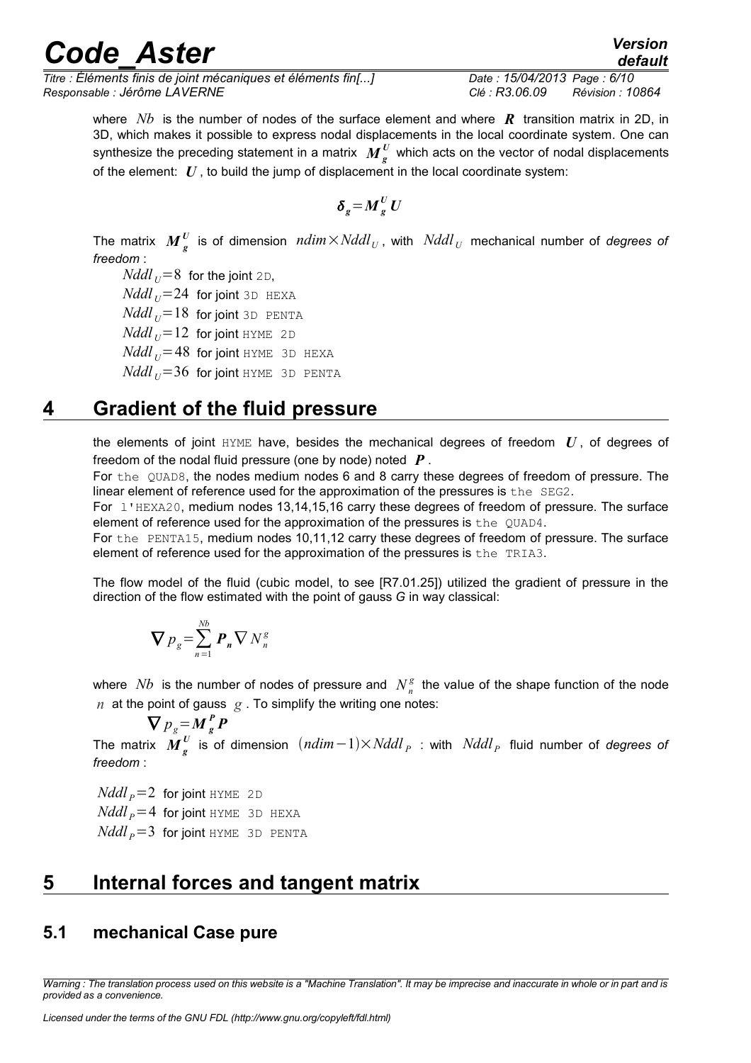where $Nb$ is the number of nodes of the surface element and where $\boldsymbol{R}$ transition matrix in 2D, in 3D, which makes it possible to express nodal displacements in the local coordinate system. One can synthesize the preceding statement in a matrix $\boldsymbol{M}_g^U$ which acts on the vector of nodal displacements of the element: $\boldsymbol{U}$, to build the jump of displacement in the local coordinate system:

$$\boldsymbol{\delta}_g = \boldsymbol{M}_g^U \boldsymbol{U}$$

The matrix $\boldsymbol{M}_g^U$ is of dimension $ndim \times Nddl_U$, with $Nddl_U$ mechanical number of *degrees of freedom* :

$Nddl_U = 8$ for the joint 2D,
$Nddl_U = 24$ for joint 3D HEXA
$Nddl_U = 18$ for joint 3D PENTA
$Nddl_U = 12$ for joint HYME 2D
$Nddl_U = 48$ for joint HYME 3D HEXA
$Nddl_U = 36$ for joint HYME 3D PENTA

# 4 Gradient of the fluid pressure

the elements of joint HYME have, besides the mechanical degrees of freedom $\boldsymbol{U}$, of degrees of freedom of the nodal fluid pressure (one by node) noted $\boldsymbol{P}$.

For the QUAD8, the nodes medium nodes 6 and 8 carry these degrees of freedom of pressure. The linear element of reference used for the approximation of the pressures is the SEG2.

For l'HEXA20, medium nodes 13,14,15,16 carry these degrees of freedom of pressure. The surface element of reference used for the approximation of the pressures is the QUAD4.

For the PENTA15, medium nodes 10,11,12 carry these degrees of freedom of pressure. The surface element of reference used for the approximation of the pressures is the TRIA3.

The flow model of the fluid (cubic model, to see [R7.01.25]) utilized the gradient of pressure in the direction of the flow estimated with the point of gauss *G* in way classical:

$$\nabla p_g = \sum_{n=1}^{Nb} \boldsymbol{P}_n \nabla N_n^g$$

where $Nb$ is the number of nodes of pressure and $N_n^g$ the value of the shape function of the node $n$ at the point of gauss $g$. To simplify the writing one notes:

$$\nabla p_g = \boldsymbol{M}_g^P \boldsymbol{P}$$

The matrix $\boldsymbol{M}_g^U$ is of dimension $(ndim-1) \times Nddl_P$ : with $Nddl_P$ fluid number of *degrees of freedom* :

$Nddl_P = 2$ for joint HYME 2D
$Nddl_P = 4$ for joint HYME 3D HEXA
$Nddl_P = 3$ for joint HYME 3D PENTA

# 5 Internal forces and tangent matrix

## 5.1 mechanical Case pure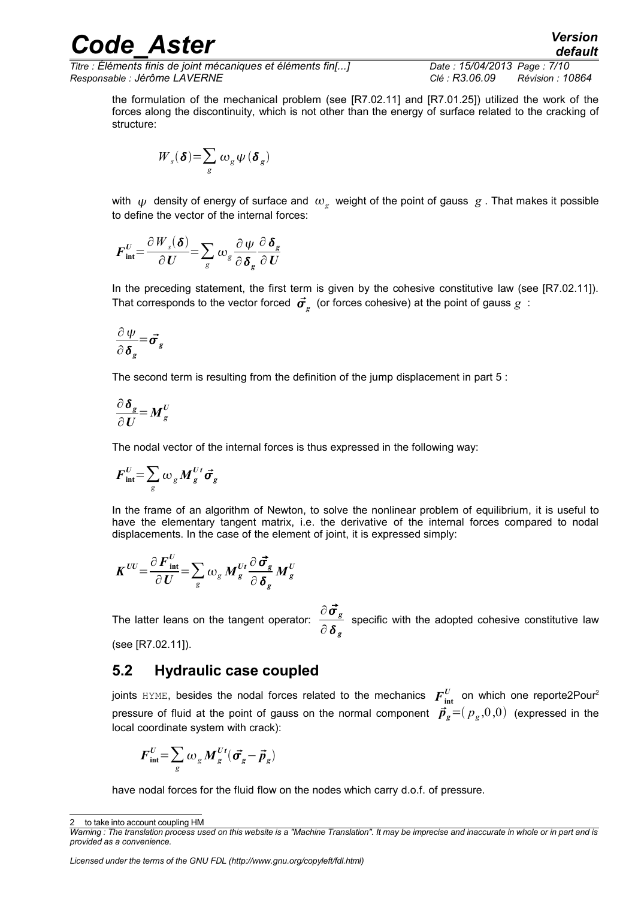the formulation of the mechanical problem (see [R7.02.11] and [R7.01.25]) utilized the work of the forces along the discontinuity, which is not other than the energy of surface related to the cracking of structure:

$$W_s(\boldsymbol{\delta})=\sum_g \omega_g \psi(\boldsymbol{\delta}_g)$$

with $\psi$ density of energy of surface and $\omega_g$ weight of the point of gauss $g$. That makes it possible to define the vector of the internal forces:

$$\boldsymbol{F}_{\text{int}}^U=\frac{\partial W_s(\boldsymbol{\delta})}{\partial \boldsymbol{U}}=\sum_g \omega_g \frac{\partial \psi}{\partial \boldsymbol{\delta}_g}\frac{\partial \boldsymbol{\delta}_g}{\partial \boldsymbol{U}}$$

In the preceding statement, the first term is given by the cohesive constitutive law (see [R7.02.11]). That corresponds to the vector forced $\vec{\boldsymbol{\sigma}}_g$ (or forces cohesive) at the point of gauss $g$ :

$$\frac{\partial \psi}{\partial \boldsymbol{\delta}_g}=\vec{\boldsymbol{\sigma}}_g$$

The second term is resulting from the definition of the jump displacement in part 5 :

$$\frac{\partial \boldsymbol{\delta}_g}{\partial \boldsymbol{U}}=\boldsymbol{M}_g^U$$

The nodal vector of the internal forces is thus expressed in the following way:

$$\boldsymbol{F}_{\text{int}}^U=\sum_g \omega_g \boldsymbol{M}_g^{U t}\vec{\boldsymbol{\sigma}}_g$$

In the frame of an algorithm of Newton, to solve the nonlinear problem of equilibrium, it is useful to have the elementary tangent matrix, i.e. the derivative of the internal forces compared to nodal displacements. In the case of the element of joint, it is expressed simply:

$$\boldsymbol{K}^{UU}=\frac{\partial \boldsymbol{F}_{\text{int}}^U}{\partial \boldsymbol{U}}=\sum_g \omega_g \boldsymbol{M}_g^{U t}\frac{\partial \vec{\boldsymbol{\sigma}}_g}{\partial \boldsymbol{\delta}_g}\boldsymbol{M}_g^U$$

The latter leans on the tangent operator: $\dfrac{\partial \vec{\boldsymbol{\sigma}}_g}{\partial \boldsymbol{\delta}_g}$ specific with the adopted cohesive constitutive law (see [R7.02.11]).

## 5.2 Hydraulic case coupled

joints HYME, besides the nodal forces related to the mechanics $\boldsymbol{F}_{\text{int}}^U$ on which one reporte2Pour[2] pressure of fluid at the point of gauss on the normal component $\vec{\boldsymbol{p}}_g=(p_g,0,0)$ (expressed in the local coordinate system with crack):

$$\boldsymbol{F}_{\text{int}}^U=\sum_g \omega_g \boldsymbol{M}_g^{U t}(\vec{\boldsymbol{\sigma}}_g-\vec{\boldsymbol{p}}_g)$$

have nodal forces for the fluid flow on the nodes which carry d.o.f. of pressure.

---

[2] to take into account coupling HM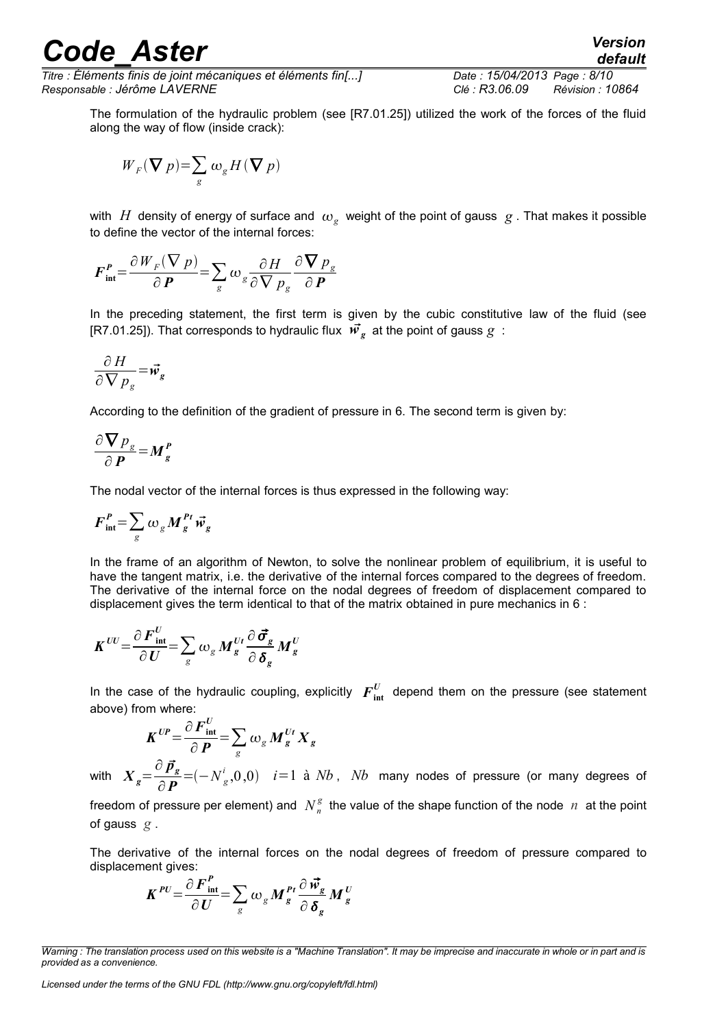The formulation of the hydraulic problem (see [R7.01.25]) utilized the work of the forces of the fluid along the way of flow (inside crack):

$$W_F(\nabla p)=\sum_g \omega_g H(\nabla p)$$

with $H$ density of energy of surface and $\omega_g$ weight of the point of gauss $g$. That makes it possible to define the vector of the internal forces:

$$\boldsymbol{F}_{\text{int}}^{P}=\frac{\partial W_F(\nabla p)}{\partial \boldsymbol{P}}=\sum_g \omega_g \frac{\partial H}{\partial \nabla p_g}\frac{\partial \boldsymbol{\nabla} p_g}{\partial \boldsymbol{P}}$$

In the preceding statement, the first term is given by the cubic constitutive law of the fluid (see [R7.01.25]). That corresponds to hydraulic flux $\vec{\boldsymbol{w}}_g$ at the point of gauss $g$ :

$$\frac{\partial H}{\partial \nabla p_g}=\vec{\boldsymbol{w}}_g$$

According to the definition of the gradient of pressure in 6. The second term is given by:

$$\frac{\partial \boldsymbol{\nabla} p_g}{\partial \boldsymbol{P}}=\boldsymbol{M}_g^P$$

The nodal vector of the internal forces is thus expressed in the following way:

$$\boldsymbol{F}_{\text{int}}^{P}=\sum_g \omega_g \boldsymbol{M}_g^{Pt}\vec{\boldsymbol{w}}_g$$

In the frame of an algorithm of Newton, to solve the nonlinear problem of equilibrium, it is useful to have the tangent matrix, i.e. the derivative of the internal forces compared to the degrees of freedom. The derivative of the internal force on the nodal degrees of freedom of displacement compared to displacement gives the term identical to that of the matrix obtained in pure mechanics in 6 :

$$\boldsymbol{K}^{UU}=\frac{\partial \boldsymbol{F}_{\text{int}}^{U}}{\partial \boldsymbol{U}}=\sum_g \omega_g \boldsymbol{M}_g^{Ut}\frac{\partial \vec{\boldsymbol{\sigma}}_g}{\partial \boldsymbol{\delta}_g}\boldsymbol{M}_g^U$$

In the case of the hydraulic coupling, explicitly $\boldsymbol{F}_{\text{int}}^{U}$ depend them on the pressure (see statement above) from where:

$$\boldsymbol{K}^{UP}=\frac{\partial \boldsymbol{F}_{\text{int}}^{U}}{\partial \boldsymbol{P}}=\sum_g \omega_g \boldsymbol{M}_g^{Ut}\boldsymbol{X}_g$$

with $\boldsymbol{X}_g=\dfrac{\partial \vec{\boldsymbol{p}}_g}{\partial \boldsymbol{P}}=(-N_g^i,0,0)$ $\quad i=1$ à $Nb$, $Nb$ many nodes of pressure (or many degrees of freedom of pressure per element) and $N_n^g$ the value of the shape function of the node $n$ at the point of gauss $g$.

The derivative of the internal forces on the nodal degrees of freedom of pressure compared to displacement gives:

$$\boldsymbol{K}^{PU}=\frac{\partial \boldsymbol{F}_{\text{int}}^{P}}{\partial \boldsymbol{U}}=\sum_g \omega_g \boldsymbol{M}_g^{Pt}\frac{\partial \vec{\boldsymbol{w}}_g}{\partial \boldsymbol{\delta}_g}\boldsymbol{M}_g^U$$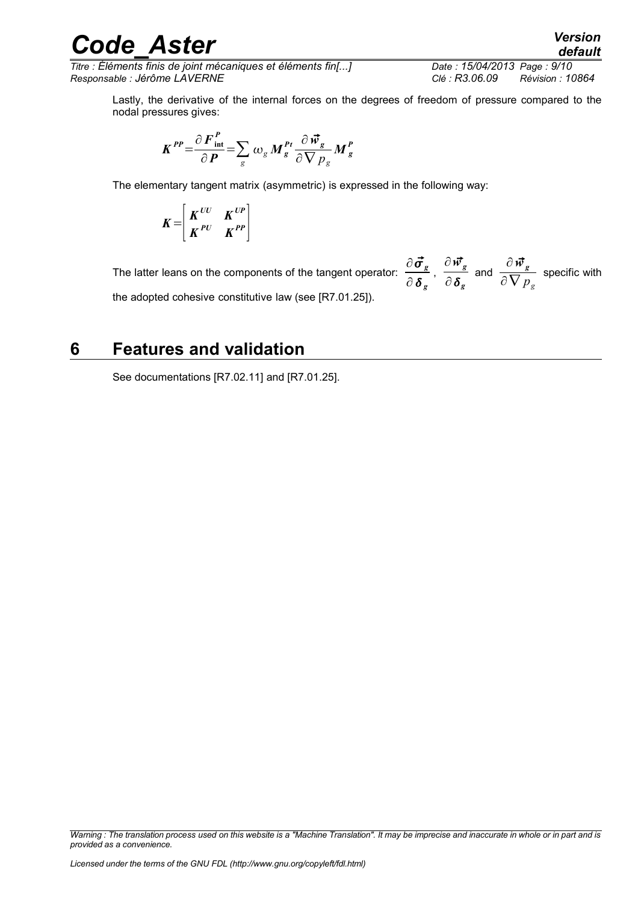Lastly, the derivative of the internal forces on the degrees of freedom of pressure compared to the nodal pressures gives:

$$\boldsymbol{K}^{PP} = \frac{\partial \boldsymbol{F}_{\text{int}}^{P}}{\partial \boldsymbol{P}} = \sum_{g} \omega_g \boldsymbol{M}_g^{Pt} \frac{\partial \vec{\boldsymbol{w}}_g}{\partial \nabla p_g} \boldsymbol{M}_g^{P}$$

The elementary tangent matrix (asymmetric) is expressed in the following way:

$$\boldsymbol{K} = \begin{bmatrix} \boldsymbol{K}^{UU} & \boldsymbol{K}^{UP} \\ \boldsymbol{K}^{PU} & \boldsymbol{K}^{PP} \end{bmatrix}$$

The latter leans on the components of the tangent operator: $\dfrac{\partial \vec{\boldsymbol{\sigma}}_g}{\partial \boldsymbol{\delta}_g}$, $\dfrac{\partial \vec{\boldsymbol{w}}_g}{\partial \boldsymbol{\delta}_g}$ and $\dfrac{\partial \vec{\boldsymbol{w}}_g}{\partial \nabla p_g}$ specific with the adopted cohesive constitutive law (see [R7.01.25]).

# 6 Features and validation

See documentations [R7.02.11] and [R7.01.25].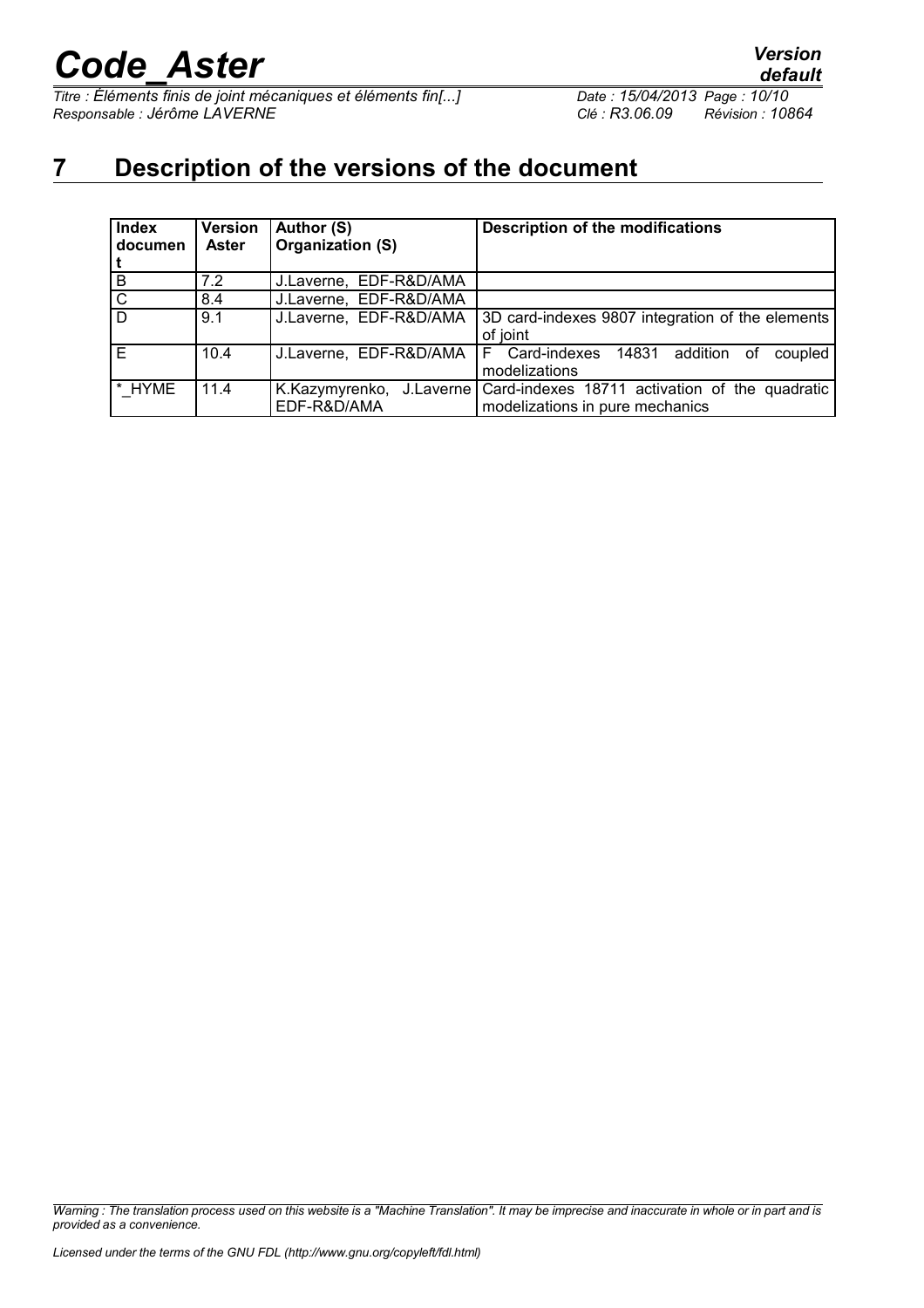# 7 Description of the versions of the document

| Index document | Version Aster | Author (S) Organization (S) | Description of the modifications |
|---|---|---|---|
| B | 7.2 | J.Laverne, EDF-R&D/AMA | |
| C | 8.4 | J.Laverne, EDF-R&D/AMA | |
| D | 9.1 | J.Laverne, EDF-R&D/AMA | 3D card-indexes 9807 integration of the elements of joint |
| E | 10.4 | J.Laverne, EDF-R&D/AMA | F Card-indexes 14831 addition of coupled modelizations |
| * HYME | 11.4 | K.Kazymyrenko, J.Laverne EDF-R&D/AMA | Card-indexes 18711 activation of the quadratic modelizations in pure mechanics |